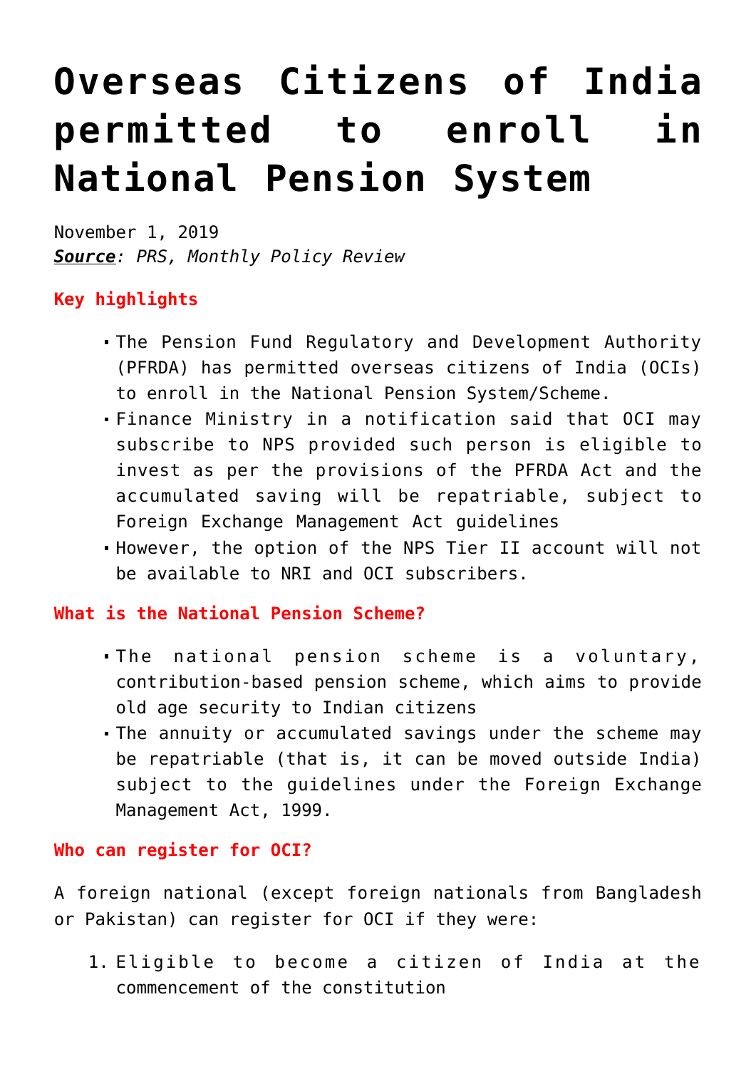# Overseas Citizens of India permitted to enroll in National Pension System

November 1, 2019
***Source***: *PRS, Monthly Policy Review*

**Key highlights**

- The Pension Fund Regulatory and Development Authority (PFRDA) has permitted overseas citizens of India (OCIs) to enroll in the National Pension System/Scheme.
- Finance Ministry in a notification said that OCI may subscribe to NPS provided such person is eligible to invest as per the provisions of the PFRDA Act and the accumulated saving will be repatriable, subject to Foreign Exchange Management Act guidelines
- However, the option of the NPS Tier II account will not be available to NRI and OCI subscribers.

**What is the National Pension Scheme?**

- The national pension scheme is a voluntary, contribution-based pension scheme, which aims to provide old age security to Indian citizens
- The annuity or accumulated savings under the scheme may be repatriable (that is, it can be moved outside India) subject to the guidelines under the Foreign Exchange Management Act, 1999.

**Who can register for OCI?**

A foreign national (except foreign nationals from Bangladesh or Pakistan) can register for OCI if they were:

1. Eligible to become a citizen of India at the commencement of the constitution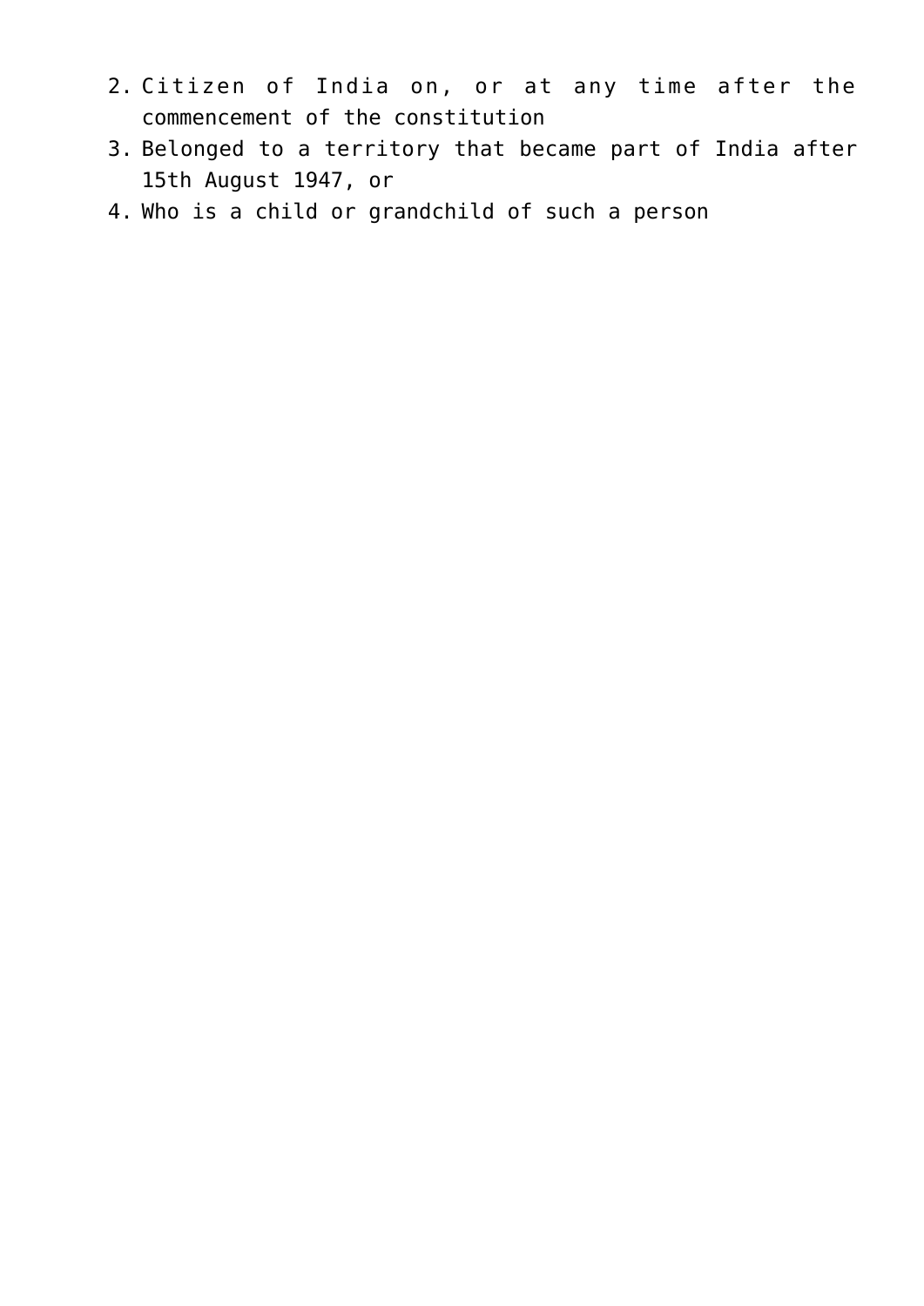2. Citizen of India on, or at any time after the commencement of the constitution
3. Belonged to a territory that became part of India after 15th August 1947, or
4. Who is a child or grandchild of such a person